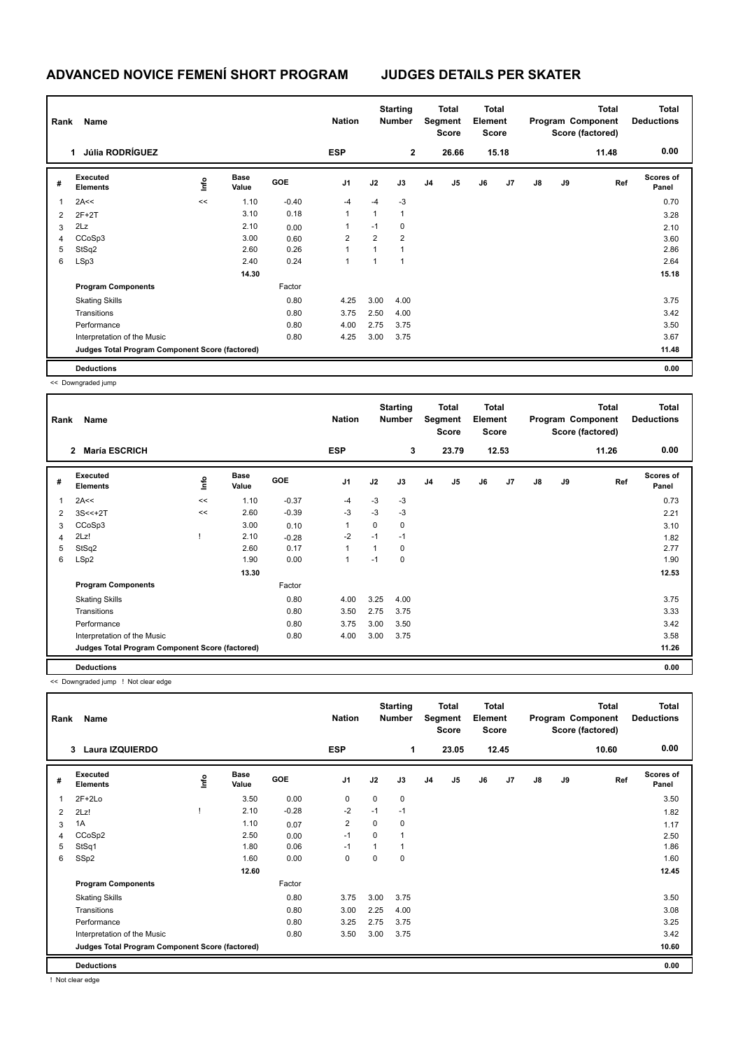# ADVANCED NOVICE FEMENÍ SHORT PROGRAM JUDGES DETAILS PER SKATER

| Rank | Name | Nation | Starting Number | Total Segment Score | Total Element Score | Total Program Component Score (factored) | Total Deductions |
|---|---|---|---|---|---|---|---|
| 1 | Júlia RODRÍGUEZ | ESP | 2 | 26.66 | 15.18 | 11.48 | 0.00 |

| # | Executed Elements | Info | Base Value | GOE | J1 | J2 | J3 | J4 | J5 | J6 | J7 | J8 | J9 | Ref | Scores of Panel |
|---|---|---|---|---|---|---|---|---|---|---|---|---|---|---|---|
| 1 | 2A<< | << | 1.10 | -0.40 | -4 | -4 | -3 | | | | | | | | 0.70 |
| 2 | 2F+2T | | 3.10 | 0.18 | 1 | 1 | 1 | | | | | | | | 3.28 |
| 3 | 2Lz | | 2.10 | 0.00 | 1 | -1 | 0 | | | | | | | | 2.10 |
| 4 | CCoSp3 | | 3.00 | 0.60 | 2 | 2 | 2 | | | | | | | | 3.60 |
| 5 | StSq2 | | 2.60 | 0.26 | 1 | 1 | 1 | | | | | | | | 2.86 |
| 6 | LSp3 | | 2.40 | 0.24 | 1 | 1 | 1 | | | | | | | | 2.64 |
| | | | 14.30 | | | | | | | | | | | | 15.18 |
| | **Program Components** | | | Factor | | | | | | | | | | | |
| | Skating Skills | | | 0.80 | 4.25 | 3.00 | 4.00 | | | | | | | | 3.75 |
| | Transitions | | | 0.80 | 3.75 | 2.50 | 4.00 | | | | | | | | 3.42 |
| | Performance | | | 0.80 | 4.00 | 2.75 | 3.75 | | | | | | | | 3.50 |
| | Interpretation of the Music | | | 0.80 | 4.25 | 3.00 | 3.75 | | | | | | | | 3.67 |
| | **Judges Total Program Component Score (factored)** | | | | | | | | | | | | | | 11.48 |
| | **Deductions** | | | | | | | | | | | | | | 0.00 |

<< Downgraded jump

| Rank | Name | Nation | Starting Number | Total Segment Score | Total Element Score | Total Program Component Score (factored) | Total Deductions |
|---|---|---|---|---|---|---|---|
| 2 | María ESCRICH | ESP | 3 | 23.79 | 12.53 | 11.26 | 0.00 |

| # | Executed Elements | Info | Base Value | GOE | J1 | J2 | J3 | J4 | J5 | J6 | J7 | J8 | J9 | Ref | Scores of Panel |
|---|---|---|---|---|---|---|---|---|---|---|---|---|---|---|---|
| 1 | 2A<< | << | 1.10 | -0.37 | -4 | -3 | -3 | | | | | | | | 0.73 |
| 2 | 3S<<+2T | << | 2.60 | -0.39 | -3 | -3 | -3 | | | | | | | | 2.21 |
| 3 | CCoSp3 | | 3.00 | 0.10 | 1 | 0 | 0 | | | | | | | | 3.10 |
| 4 | 2Lz! | ! | 2.10 | -0.28 | -2 | -1 | -1 | | | | | | | | 1.82 |
| 5 | StSq2 | | 2.60 | 0.17 | 1 | 1 | 0 | | | | | | | | 2.77 |
| 6 | LSp2 | | 1.90 | 0.00 | 1 | -1 | 0 | | | | | | | | 1.90 |
| | | | 13.30 | | | | | | | | | | | | 12.53 |
| | **Program Components** | | | Factor | | | | | | | | | | | |
| | Skating Skills | | | 0.80 | 4.00 | 3.25 | 4.00 | | | | | | | | 3.75 |
| | Transitions | | | 0.80 | 3.50 | 2.75 | 3.75 | | | | | | | | 3.33 |
| | Performance | | | 0.80 | 3.75 | 3.00 | 3.50 | | | | | | | | 3.42 |
| | Interpretation of the Music | | | 0.80 | 4.00 | 3.00 | 3.75 | | | | | | | | 3.58 |
| | **Judges Total Program Component Score (factored)** | | | | | | | | | | | | | | 11.26 |
| | **Deductions** | | | | | | | | | | | | | | 0.00 |

<< Downgraded jump ! Not clear edge

| Rank | Name | Nation | Starting Number | Total Segment Score | Total Element Score | Total Program Component Score (factored) | Total Deductions |
|---|---|---|---|---|---|---|---|
| 3 | Laura IZQUIERDO | ESP | 1 | 23.05 | 12.45 | 10.60 | 0.00 |

| # | Executed Elements | Info | Base Value | GOE | J1 | J2 | J3 | J4 | J5 | J6 | J7 | J8 | J9 | Ref | Scores of Panel |
|---|---|---|---|---|---|---|---|---|---|---|---|---|---|---|---|
| 1 | 2F+2Lo | | 3.50 | 0.00 | 0 | 0 | 0 | | | | | | | | 3.50 |
| 2 | 2Lz! | ! | 2.10 | -0.28 | -2 | -1 | -1 | | | | | | | | 1.82 |
| 3 | 1A | | 1.10 | 0.07 | 2 | 0 | 0 | | | | | | | | 1.17 |
| 4 | CCoSp2 | | 2.50 | 0.00 | -1 | 0 | 1 | | | | | | | | 2.50 |
| 5 | StSq1 | | 1.80 | 0.06 | -1 | 1 | 1 | | | | | | | | 1.86 |
| 6 | SSp2 | | 1.60 | 0.00 | 0 | 0 | 0 | | | | | | | | 1.60 |
| | | | 12.60 | | | | | | | | | | | | 12.45 |
| | **Program Components** | | | Factor | | | | | | | | | | | |
| | Skating Skills | | | 0.80 | 3.75 | 3.00 | 3.75 | | | | | | | | 3.50 |
| | Transitions | | | 0.80 | 3.00 | 2.25 | 4.00 | | | | | | | | 3.08 |
| | Performance | | | 0.80 | 3.25 | 2.75 | 3.75 | | | | | | | | 3.25 |
| | Interpretation of the Music | | | 0.80 | 3.50 | 3.00 | 3.75 | | | | | | | | 3.42 |
| | **Judges Total Program Component Score (factored)** | | | | | | | | | | | | | | 10.60 |
| | **Deductions** | | | | | | | | | | | | | | 0.00 |

! Not clear edge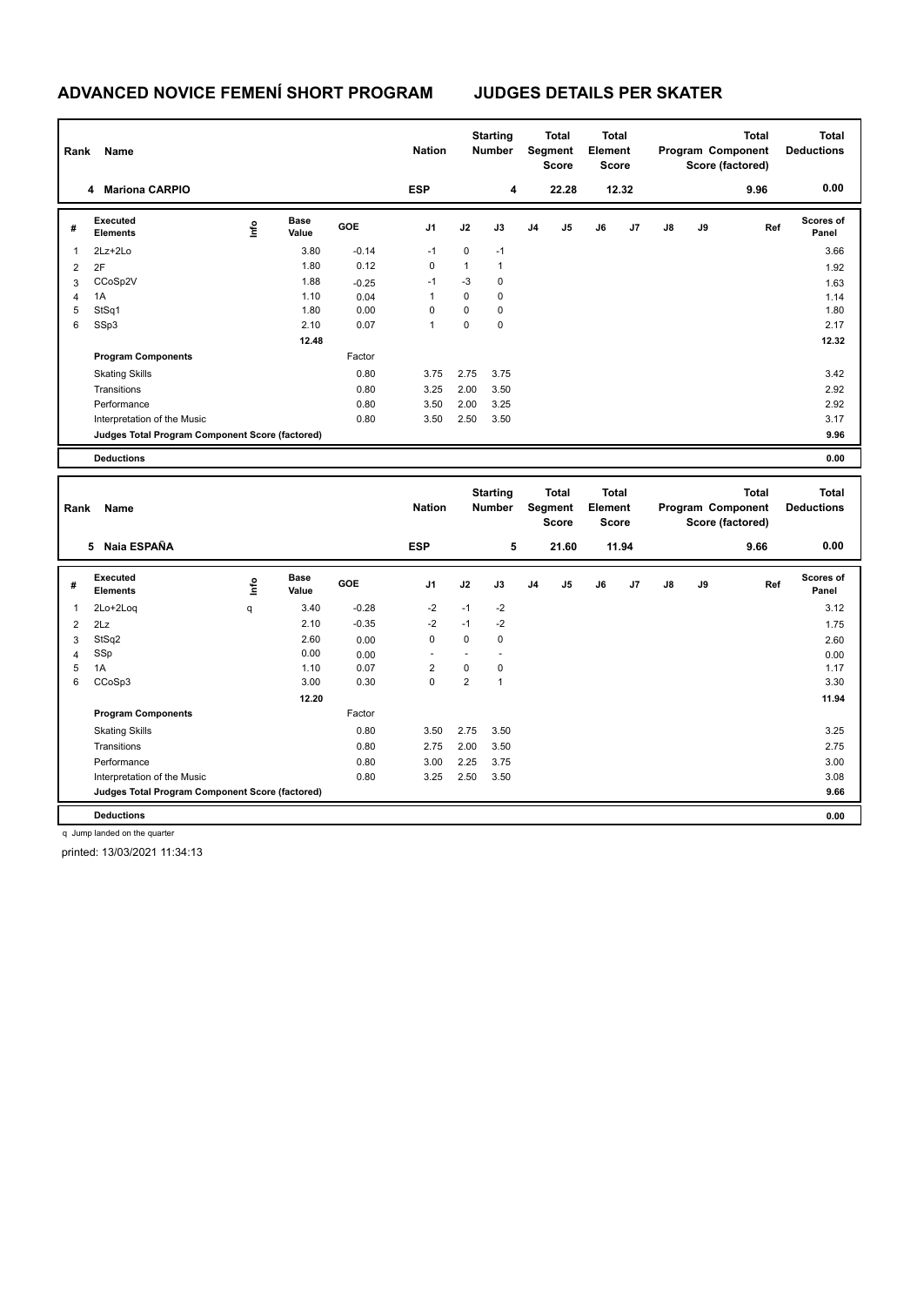# ADVANCED NOVICE FEMENÍ SHORT PROGRAM JUDGES DETAILS PER SKATER

| Rank | Name | Nation | Starting Number | Total Segment Score | Total Element Score | Total Program Component Score (factored) | Total Deductions |
|---|---|---|---|---|---|---|---|
| 4 | Mariona CARPIO | ESP | 4 | 22.28 | 12.32 | 9.96 | 0.00 |

| # | Executed Elements | Info | Base Value | GOE | J1 | J2 | J3 | J4 | J5 | J6 | J7 | J8 | J9 | Ref | Scores of Panel |
|---|---|---|---|---|---|---|---|---|---|---|---|---|---|---|---|
| 1 | 2Lz+2Lo | | 3.80 | -0.14 | -1 | 0 | -1 | | | | | | | | 3.66 |
| 2 | 2F | | 1.80 | 0.12 | 0 | 1 | 1 | | | | | | | | 1.92 |
| 3 | CCoSp2V | | 1.88 | -0.25 | -1 | -3 | 0 | | | | | | | | 1.63 |
| 4 | 1A | | 1.10 | 0.04 | 1 | 0 | 0 | | | | | | | | 1.14 |
| 5 | StSq1 | | 1.80 | 0.00 | 0 | 0 | 0 | | | | | | | | 1.80 |
| 6 | SSp3 | | 2.10 | 0.07 | 1 | 0 | 0 | | | | | | | | 2.17 |
| | | | 12.48 | | | | | | | | | | | | 12.32 |
| | **Program Components** | | | Factor | | | | | | | | | | | |
| | Skating Skills | | | 0.80 | 3.75 | 2.75 | 3.75 | | | | | | | | 3.42 |
| | Transitions | | | 0.80 | 3.25 | 2.00 | 3.50 | | | | | | | | 2.92 |
| | Performance | | | 0.80 | 3.50 | 2.00 | 3.25 | | | | | | | | 2.92 |
| | Interpretation of the Music | | | 0.80 | 3.50 | 2.50 | 3.50 | | | | | | | | 3.17 |
| | **Judges Total Program Component Score (factored)** | | | | | | | | | | | | | | 9.96 |
| | **Deductions** | | | | | | | | | | | | | | 0.00 |

| Rank | Name | Nation | Starting Number | Total Segment Score | Total Element Score | Total Program Component Score (factored) | Total Deductions |
|---|---|---|---|---|---|---|---|
| 5 | Naia ESPAÑA | ESP | 5 | 21.60 | 11.94 | 9.66 | 0.00 |

| # | Executed Elements | Info | Base Value | GOE | J1 | J2 | J3 | J4 | J5 | J6 | J7 | J8 | J9 | Ref | Scores of Panel |
|---|---|---|---|---|---|---|---|---|---|---|---|---|---|---|---|
| 1 | 2Lo+2Loq | q | 3.40 | -0.28 | -2 | -1 | -2 | | | | | | | | 3.12 |
| 2 | 2Lz | | 2.10 | -0.35 | -2 | -1 | -2 | | | | | | | | 1.75 |
| 3 | StSq2 | | 2.60 | 0.00 | 0 | 0 | 0 | | | | | | | | 2.60 |
| 4 | SSp | | 0.00 | 0.00 | - | - | - | | | | | | | | 0.00 |
| 5 | 1A | | 1.10 | 0.07 | 2 | 0 | 0 | | | | | | | | 1.17 |
| 6 | CCoSp3 | | 3.00 | 0.30 | 0 | 2 | 1 | | | | | | | | 3.30 |
| | | | 12.20 | | | | | | | | | | | | 11.94 |
| | **Program Components** | | | Factor | | | | | | | | | | | |
| | Skating Skills | | | 0.80 | 3.50 | 2.75 | 3.50 | | | | | | | | 3.25 |
| | Transitions | | | 0.80 | 2.75 | 2.00 | 3.50 | | | | | | | | 2.75 |
| | Performance | | | 0.80 | 3.00 | 2.25 | 3.75 | | | | | | | | 3.00 |
| | Interpretation of the Music | | | 0.80 | 3.25 | 2.50 | 3.50 | | | | | | | | 3.08 |
| | **Judges Total Program Component Score (factored)** | | | | | | | | | | | | | | 9.66 |
| | **Deductions** | | | | | | | | | | | | | | 0.00 |

q Jump landed on the quarter

printed: 13/03/2021 11:34:13